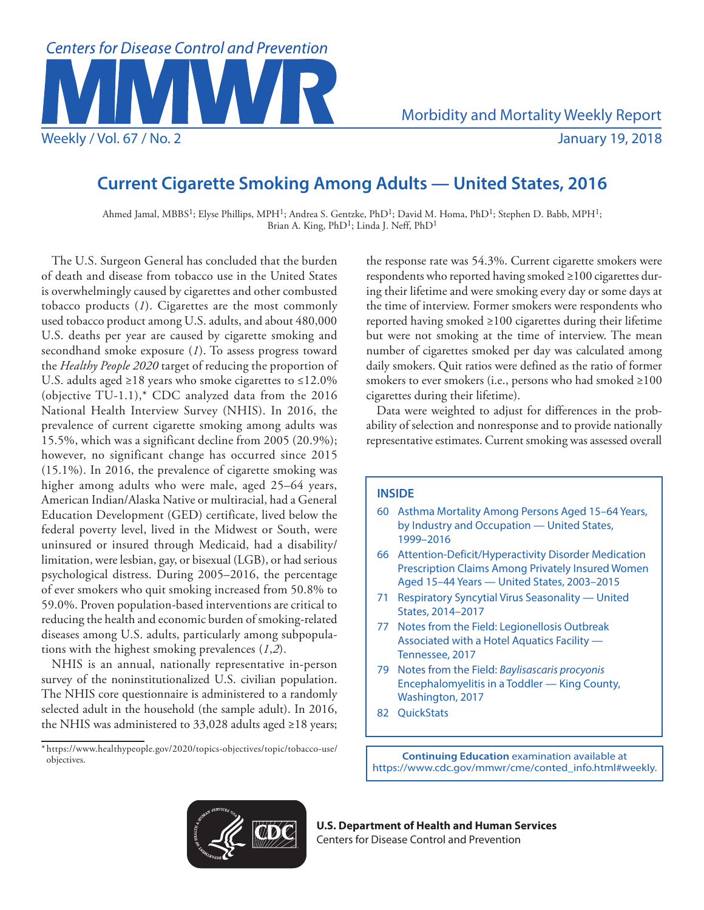# Current Cigarette Smoking Among Adults — United States, 2016

Ahmed Jamal, MBBS[1]; Elyse Phillips, MPH[1]; Andrea S. Gentzke, PhD[1]; David M. Homa, PhD[1]; Stephen D. Babb, MPH[1]; Brian A. King, PhD[1]; Linda J. Neff, PhD[1]

The U.S. Surgeon General has concluded that the burden of death and disease from tobacco use in the United States is overwhelmingly caused by cigarettes and other combusted tobacco products (*1*). Cigarettes are the most commonly used tobacco product among U.S. adults, and about 480,000 U.S. deaths per year are caused by cigarette smoking and secondhand smoke exposure (*1*). To assess progress toward the *Healthy People 2020* target of reducing the proportion of U.S. adults aged ≥18 years who smoke cigarettes to ≤12.0% (objective TU-1.1),* CDC analyzed data from the 2016 National Health Interview Survey (NHIS). In 2016, the prevalence of current cigarette smoking among adults was 15.5%, which was a significant decline from 2005 (20.9%); however, no significant change has occurred since 2015 (15.1%). In 2016, the prevalence of cigarette smoking was higher among adults who were male, aged 25–64 years, American Indian/Alaska Native or multiracial, had a General Education Development (GED) certificate, lived below the federal poverty level, lived in the Midwest or South, were uninsured or insured through Medicaid, had a disability/limitation, were lesbian, gay, or bisexual (LGB), or had serious psychological distress. During 2005–2016, the percentage of ever smokers who quit smoking increased from 50.8% to 59.0%. Proven population-based interventions are critical to reducing the health and economic burden of smoking-related diseases among U.S. adults, particularly among subpopulations with the highest smoking prevalences (*1*,*2*).

NHIS is an annual, nationally representative in-person survey of the noninstitutionalized U.S. civilian population. The NHIS core questionnaire is administered to a randomly selected adult in the household (the sample adult). In 2016, the NHIS was administered to 33,028 adults aged ≥18 years; the response rate was 54.3%. Current cigarette smokers were respondents who reported having smoked ≥100 cigarettes during their lifetime and were smoking every day or some days at the time of interview. Former smokers were respondents who reported having smoked ≥100 cigarettes during their lifetime but were not smoking at the time of interview. The mean number of cigarettes smoked per day was calculated among daily smokers. Quit ratios were defined as the ratio of former smokers to ever smokers (i.e., persons who had smoked ≥100 cigarettes during their lifetime).

Data were weighted to adjust for differences in the probability of selection and nonresponse and to provide nationally representative estimates. Current smoking was assessed overall

**INSIDE**

- 60 Asthma Mortality Among Persons Aged 15–64 Years, by Industry and Occupation — United States, 1999–2016
- 66 Attention-Deficit/Hyperactivity Disorder Medication Prescription Claims Among Privately Insured Women Aged 15–44 Years — United States, 2003–2015
- 71 Respiratory Syncytial Virus Seasonality — United States, 2014–2017
- 77 Notes from the Field: Legionellosis Outbreak Associated with a Hotel Aquatics Facility — Tennessee, 2017
- 79 Notes from the Field: *Baylisascaris procyonis* Encephalomyelitis in a Toddler — King County, Washington, 2017
- 82 QuickStats

**Continuing Education** examination available at https://www.cdc.gov/mmwr/cme/conted_info.html#weekly.

\* https://www.healthypeople.gov/2020/topics-objectives/topic/tobacco-use/objectives.

**U.S. Department of Health and Human Services**
Centers for Disease Control and Prevention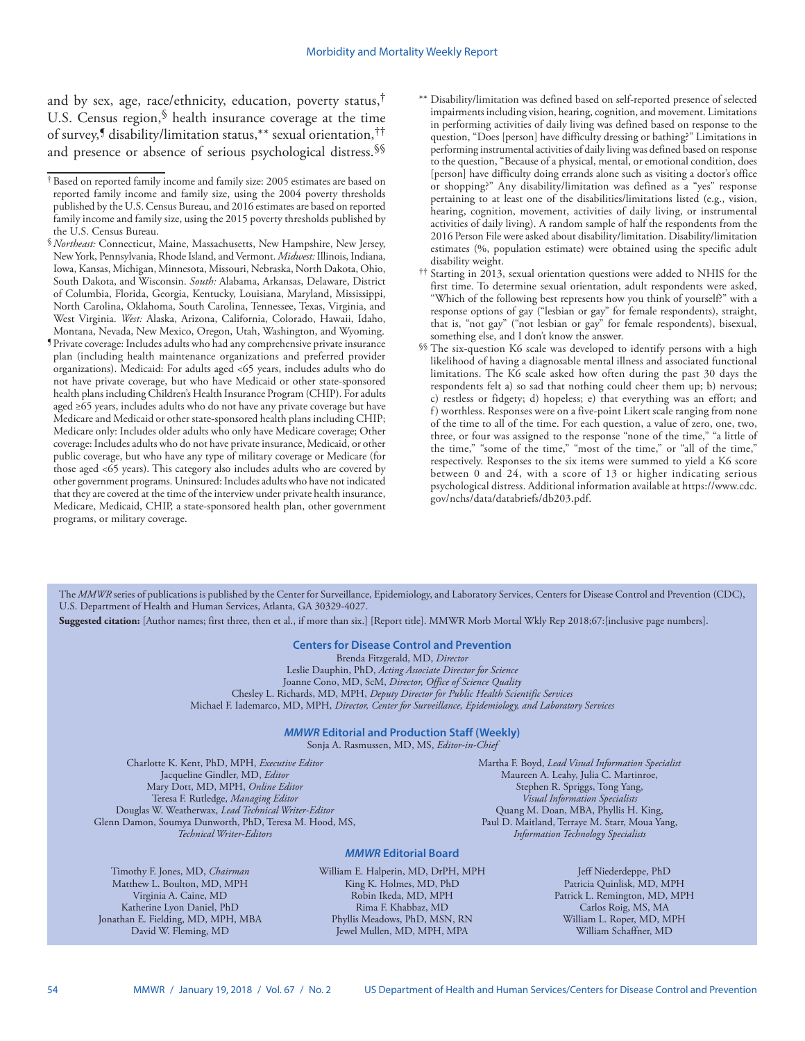and by sex, age, race/ethnicity, education, poverty status,[†] U.S. Census region,[§] health insurance coverage at the time of survey,[¶] disability/limitation status,[**] sexual orientation,[††] and presence or absence of serious psychological distress.[§§]

[†] Based on reported family income and family size: 2005 estimates are based on reported family income and family size, using the 2004 poverty thresholds published by the U.S. Census Bureau, and 2016 estimates are based on reported family income and family size, using the 2015 poverty thresholds published by the U.S. Census Bureau.

[§] *Northeast:* Connecticut, Maine, Massachusetts, New Hampshire, New Jersey, New York, Pennsylvania, Rhode Island, and Vermont. *Midwest:* Illinois, Indiana, Iowa, Kansas, Michigan, Minnesota, Missouri, Nebraska, North Dakota, Ohio, South Dakota, and Wisconsin. *South:* Alabama, Arkansas, Delaware, District of Columbia, Florida, Georgia, Kentucky, Louisiana, Maryland, Mississippi, North Carolina, Oklahoma, South Carolina, Tennessee, Texas, Virginia, and West Virginia. *West:* Alaska, Arizona, California, Colorado, Hawaii, Idaho, Montana, Nevada, New Mexico, Oregon, Utah, Washington, and Wyoming.

[¶] Private coverage: Includes adults who had any comprehensive private insurance plan (including health maintenance organizations and preferred provider organizations). Medicaid: For adults aged <65 years, includes adults who do not have private coverage, but who have Medicaid or other state-sponsored health plans including Children's Health Insurance Program (CHIP). For adults aged ≥65 years, includes adults who do not have any private coverage but have Medicare and Medicaid or other state-sponsored health plans including CHIP; Medicare only: Includes older adults who only have Medicare coverage; Other coverage: Includes adults who do not have private insurance, Medicaid, or other public coverage, but who have any type of military coverage or Medicare (for those aged <65 years). This category also includes adults who are covered by other government programs. Uninsured: Includes adults who have not indicated that they are covered at the time of the interview under private health insurance, Medicare, Medicaid, CHIP, a state-sponsored health plan, other government programs, or military coverage.

[**] Disability/limitation was defined based on self-reported presence of selected impairments including vision, hearing, cognition, and movement. Limitations in performing activities of daily living was defined based on response to the question, "Does [person] have difficulty dressing or bathing?" Limitations in performing instrumental activities of daily living was defined based on response to the question, "Because of a physical, mental, or emotional condition, does [person] have difficulty doing errands alone such as visiting a doctor's office or shopping?" Any disability/limitation was defined as a "yes" response pertaining to at least one of the disabilities/limitations listed (e.g., vision, hearing, cognition, movement, activities of daily living, or instrumental activities of daily living). A random sample of half the respondents from the 2016 Person File were asked about disability/limitation. Disability/limitation estimates (%, population estimate) were obtained using the specific adult disability weight.

[††] Starting in 2013, sexual orientation questions were added to NHIS for the first time. To determine sexual orientation, adult respondents were asked, "Which of the following best represents how you think of yourself?" with a response options of gay ("lesbian or gay" for female respondents), straight, that is, "not gay" ("not lesbian or gay" for female respondents), bisexual, something else, and I don't know the answer.

[§§] The six-question K6 scale was developed to identify persons with a high likelihood of having a diagnosable mental illness and associated functional limitations. The K6 scale asked how often during the past 30 days the respondents felt a) so sad that nothing could cheer them up; b) nervous; c) restless or fidgety; d) hopeless; e) that everything was an effort; and f) worthless. Responses were on a five-point Likert scale ranging from none of the time to all of the time. For each question, a value of zero, one, two, three, or four was assigned to the response "none of the time," "a little of the time," "some of the time," "most of the time," or "all of the time," respectively. Responses to the six items were summed to yield a K6 score between 0 and 24, with a score of 13 or higher indicating serious psychological distress. Additional information available at https://www.cdc.gov/nchs/data/databriefs/db203.pdf.

---

The *MMWR* series of publications is published by the Center for Surveillance, Epidemiology, and Laboratory Services, Centers for Disease Control and Prevention (CDC), U.S. Department of Health and Human Services, Atlanta, GA 30329-4027.

**Suggested citation:** [Author names; first three, then et al., if more than six.] [Report title]. MMWR Morb Mortal Wkly Rep 2018;67:[inclusive page numbers].

**Centers for Disease Control and Prevention**

Brenda Fitzgerald, MD, *Director*
Leslie Dauphin, PhD, *Acting Associate Director for Science*
Joanne Cono, MD, ScM, *Director, Office of Science Quality*
Chesley L. Richards, MD, MPH, *Deputy Director for Public Health Scientific Services*
Michael F. Iademarco, MD, MPH, *Director, Center for Surveillance, Epidemiology, and Laboratory Services*

***MMWR* Editorial and Production Staff (Weekly)**

Sonja A. Rasmussen, MD, MS, *Editor-in-Chief*

Charlotte K. Kent, PhD, MPH, *Executive Editor*
Jacqueline Gindler, MD, *Editor*
Mary Dott, MD, MPH, *Online Editor*
Teresa F. Rutledge, *Managing Editor*
Douglas W. Weatherwax, *Lead Technical Writer-Editor*
Glenn Damon, Soumya Dunworth, PhD, Teresa M. Hood, MS, *Technical Writer-Editors*

Martha F. Boyd, *Lead Visual Information Specialist*
Maureen A. Leahy, Julia C. Martinroe, Stephen R. Spriggs, Tong Yang, *Visual Information Specialists*
Quang M. Doan, MBA, Phyllis H. King, Paul D. Maitland, Terraye M. Starr, Moua Yang, *Information Technology Specialists*

***MMWR* Editorial Board**

Timothy F. Jones, MD, *Chairman*
Matthew L. Boulton, MD, MPH
Virginia A. Caine, MD
Katherine Lyon Daniel, PhD
Jonathan E. Fielding, MD, MPH, MBA
David W. Fleming, MD
William E. Halperin, MD, DrPH, MPH
King K. Holmes, MD, PhD
Robin Ikeda, MD, MPH
Rima F. Khabbaz, MD
Phyllis Meadows, PhD, MSN, RN
Jewel Mullen, MD, MPH, MPA
Jeff Niederdeppe, PhD
Patricia Quinlisk, MD, MPH
Patrick L. Remington, MD, MPH
Carlos Roig, MS, MA
William L. Roper, MD, MPH
William Schaffner, MD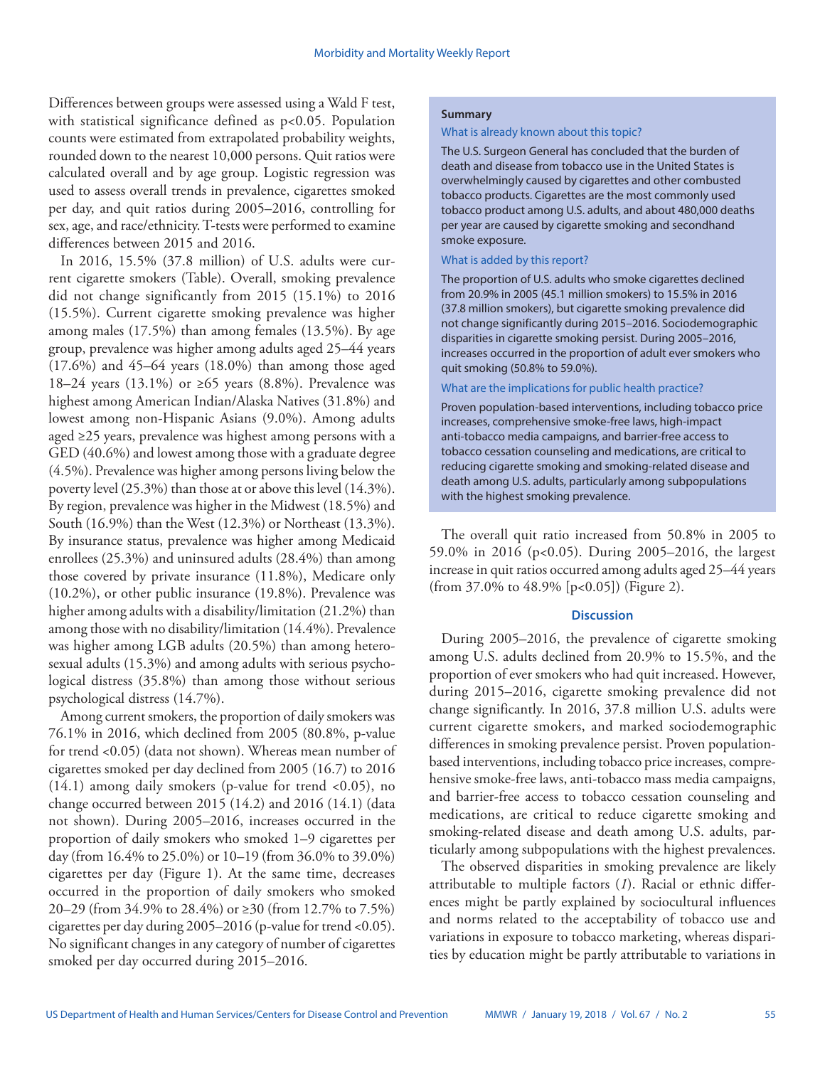Differences between groups were assessed using a Wald F test, with statistical significance defined as $p<0.05$. Population counts were estimated from extrapolated probability weights, rounded down to the nearest 10,000 persons. Quit ratios were calculated overall and by age group. Logistic regression was used to assess overall trends in prevalence, cigarettes smoked per day, and quit ratios during 2005–2016, controlling for sex, age, and race/ethnicity. T-tests were performed to examine differences between 2015 and 2016.

In 2016, 15.5% (37.8 million) of U.S. adults were current cigarette smokers (Table). Overall, smoking prevalence did not change significantly from 2015 (15.1%) to 2016 (15.5%). Current cigarette smoking prevalence was higher among males (17.5%) than among females (13.5%). By age group, prevalence was higher among adults aged 25–44 years (17.6%) and 45–64 years (18.0%) than among those aged 18–24 years (13.1%) or ≥65 years (8.8%). Prevalence was highest among American Indian/Alaska Natives (31.8%) and lowest among non-Hispanic Asians (9.0%). Among adults aged ≥25 years, prevalence was highest among persons with a GED (40.6%) and lowest among those with a graduate degree (4.5%). Prevalence was higher among persons living below the poverty level (25.3%) than those at or above this level (14.3%). By region, prevalence was higher in the Midwest (18.5%) and South (16.9%) than the West (12.3%) or Northeast (13.3%). By insurance status, prevalence was higher among Medicaid enrollees (25.3%) and uninsured adults (28.4%) than among those covered by private insurance (11.8%), Medicare only (10.2%), or other public insurance (19.8%). Prevalence was higher among adults with a disability/limitation (21.2%) than among those with no disability/limitation (14.4%). Prevalence was higher among LGB adults (20.5%) than among heterosexual adults (15.3%) and among adults with serious psychological distress (35.8%) than among those without serious psychological distress (14.7%).

Among current smokers, the proportion of daily smokers was 76.1% in 2016, which declined from 2005 (80.8%, p-value for trend <0.05) (data not shown). Whereas mean number of cigarettes smoked per day declined from 2005 (16.7) to 2016 (14.1) among daily smokers (p-value for trend <0.05), no change occurred between 2015 (14.2) and 2016 (14.1) (data not shown). During 2005–2016, increases occurred in the proportion of daily smokers who smoked 1–9 cigarettes per day (from 16.4% to 25.0%) or 10–19 (from 36.0% to 39.0%) cigarettes per day (Figure 1). At the same time, decreases occurred in the proportion of daily smokers who smoked 20–29 (from 34.9% to 28.4%) or ≥30 (from 12.7% to 7.5%) cigarettes per day during 2005–2016 (p-value for trend <0.05). No significant changes in any category of number of cigarettes smoked per day occurred during 2015–2016.

**Summary**

What is already known about this topic?

The U.S. Surgeon General has concluded that the burden of death and disease from tobacco use in the United States is overwhelmingly caused by cigarettes and other combusted tobacco products. Cigarettes are the most commonly used tobacco product among U.S. adults, and about 480,000 deaths per year are caused by cigarette smoking and secondhand smoke exposure.

What is added by this report?

The proportion of U.S. adults who smoke cigarettes declined from 20.9% in 2005 (45.1 million smokers) to 15.5% in 2016 (37.8 million smokers), but cigarette smoking prevalence did not change significantly during 2015–2016. Sociodemographic disparities in cigarette smoking persist. During 2005–2016, increases occurred in the proportion of adult ever smokers who quit smoking (50.8% to 59.0%).

What are the implications for public health practice?

Proven population-based interventions, including tobacco price increases, comprehensive smoke-free laws, high-impact anti-tobacco media campaigns, and barrier-free access to tobacco cessation counseling and medications, are critical to reducing cigarette smoking and smoking-related disease and death among U.S. adults, particularly among subpopulations with the highest smoking prevalence.

The overall quit ratio increased from 50.8% in 2005 to 59.0% in 2016 ($p<0.05$). During 2005–2016, the largest increase in quit ratios occurred among adults aged 25–44 years (from 37.0% to 48.9% [$p<0.05$]) (Figure 2).

## Discussion

During 2005–2016, the prevalence of cigarette smoking among U.S. adults declined from 20.9% to 15.5%, and the proportion of ever smokers who had quit increased. However, during 2015–2016, cigarette smoking prevalence did not change significantly. In 2016, 37.8 million U.S. adults were current cigarette smokers, and marked sociodemographic differences in smoking prevalence persist. Proven population-based interventions, including tobacco price increases, comprehensive smoke-free laws, anti-tobacco mass media campaigns, and barrier-free access to tobacco cessation counseling and medications, are critical to reduce cigarette smoking and smoking-related disease and death among U.S. adults, particularly among subpopulations with the highest prevalences.

The observed disparities in smoking prevalence are likely attributable to multiple factors (*1*). Racial or ethnic differences might be partly explained by sociocultural influences and norms related to the acceptability of tobacco use and variations in exposure to tobacco marketing, whereas disparities by education might be partly attributable to variations in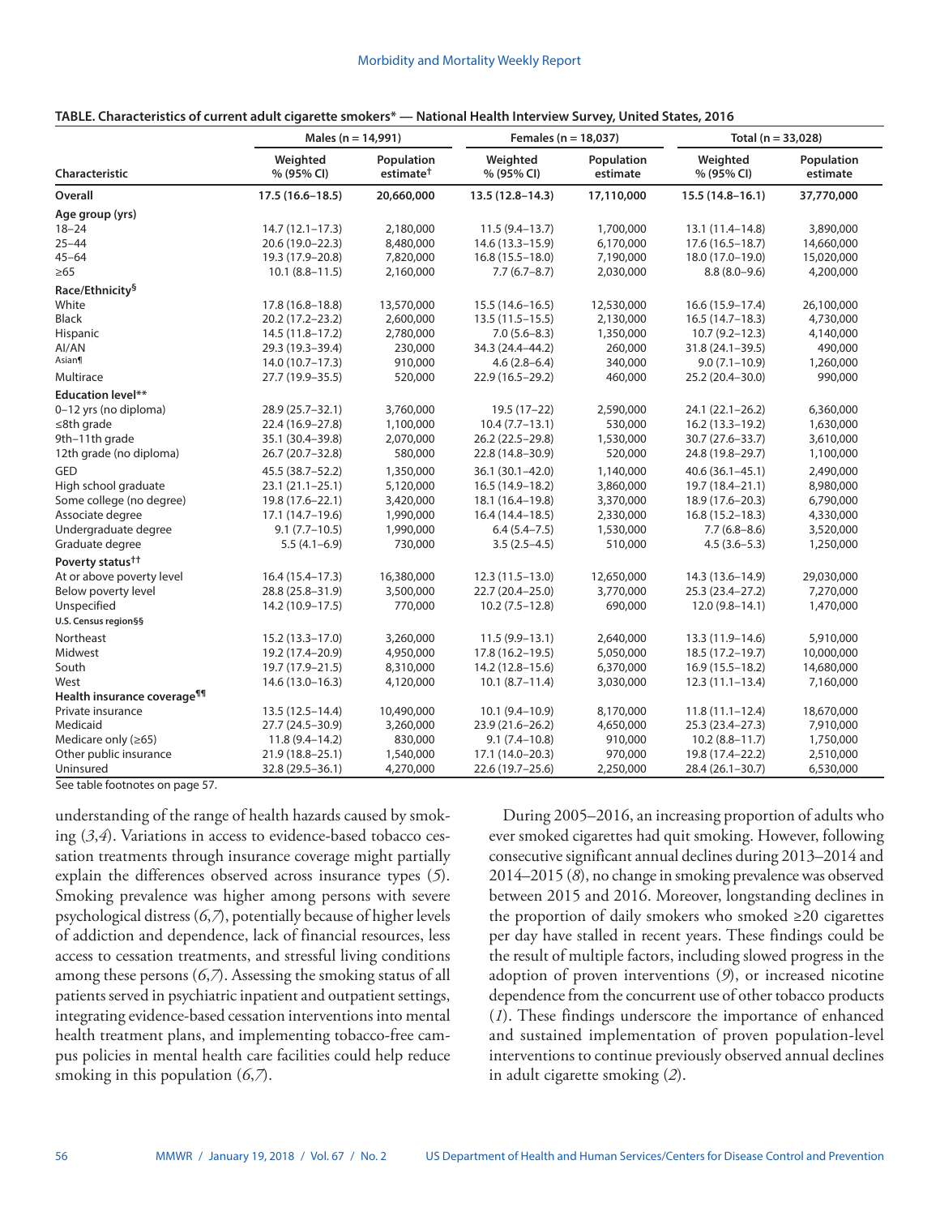**TABLE. Characteristics of current adult cigarette smokers* — National Health Interview Survey, United States, 2016**

| Characteristic | Males (n = 14,991) | | Females (n = 18,037) | | Total (n = 33,028) | |
|---|---|---|---|---|---|---|
| | Weighted % (95% CI) | Population estimate[†] | Weighted % (95% CI) | Population estimate | Weighted % (95% CI) | Population estimate |
| **Overall** | **17.5 (16.6–18.5)** | **20,660,000** | **13.5 (12.8–14.3)** | **17,110,000** | **15.5 (14.8–16.1)** | **37,770,000** |
| **Age group (yrs)** | | | | | | |
| 18–24 | 14.7 (12.1–17.3) | 2,180,000 | 11.5 (9.4–13.7) | 1,700,000 | 13.1 (11.4–14.8) | 3,890,000 |
| 25–44 | 20.6 (19.0–22.3) | 8,480,000 | 14.6 (13.3–15.9) | 6,170,000 | 17.6 (16.5–18.7) | 14,660,000 |
| 45–64 | 19.3 (17.9–20.8) | 7,820,000 | 16.8 (15.5–18.0) | 7,190,000 | 18.0 (17.0–19.0) | 15,020,000 |
| ≥65 | 10.1 (8.8–11.5) | 2,160,000 | 7.7 (6.7–8.7) | 2,030,000 | 8.8 (8.0–9.6) | 4,200,000 |
| **Race/Ethnicity[§]** | | | | | | |
| White | 17.8 (16.8–18.8) | 13,570,000 | 15.5 (14.6–16.5) | 12,530,000 | 16.6 (15.9–17.4) | 26,100,000 |
| Black | 20.2 (17.2–23.2) | 2,600,000 | 13.5 (11.5–15.5) | 2,130,000 | 16.5 (14.7–18.3) | 4,730,000 |
| Hispanic | 14.5 (11.8–17.2) | 2,780,000 | 7.0 (5.6–8.3) | 1,350,000 | 10.7 (9.2–12.3) | 4,140,000 |
| AI/AN | 29.3 (19.3–39.4) | 230,000 | 34.3 (24.4–44.2) | 260,000 | 31.8 (24.1–39.5) | 490,000 |
| Asian[¶] | 14.0 (10.7–17.3) | 910,000 | 4.6 (2.8–6.4) | 340,000 | 9.0 (7.1–10.9) | 1,260,000 |
| Multirace | 27.7 (19.9–35.5) | 520,000 | 22.9 (16.5–29.2) | 460,000 | 25.2 (20.4–30.0) | 990,000 |
| **Education level**** | | | | | | |
| 0–12 yrs (no diploma) | 28.9 (25.7–32.1) | 3,760,000 | 19.5 (17–22) | 2,590,000 | 24.1 (22.1–26.2) | 6,360,000 |
| ≤8th grade | 22.4 (16.9–27.8) | 1,100,000 | 10.4 (7.7–13.1) | 530,000 | 16.2 (13.3–19.2) | 1,630,000 |
| 9th–11th grade | 35.1 (30.4–39.8) | 2,070,000 | 26.2 (22.5–29.8) | 1,530,000 | 30.7 (27.6–33.7) | 3,610,000 |
| 12th grade (no diploma) | 26.7 (20.7–32.8) | 580,000 | 22.8 (14.8–30.9) | 520,000 | 24.8 (19.8–29.7) | 1,100,000 |
| GED | 45.5 (38.7–52.2) | 1,350,000 | 36.1 (30.1–42.0) | 1,140,000 | 40.6 (36.1–45.1) | 2,490,000 |
| High school graduate | 23.1 (21.1–25.1) | 5,120,000 | 16.5 (14.9–18.2) | 3,860,000 | 19.7 (18.4–21.1) | 8,980,000 |
| Some college (no degree) | 19.8 (17.6–22.1) | 3,420,000 | 18.1 (16.4–19.8) | 3,370,000 | 18.9 (17.6–20.3) | 6,790,000 |
| Associate degree | 17.1 (14.7–19.6) | 1,990,000 | 16.4 (14.4–18.5) | 2,330,000 | 16.8 (15.2–18.3) | 4,330,000 |
| Undergraduate degree | 9.1 (7.7–10.5) | 1,990,000 | 6.4 (5.4–7.5) | 1,530,000 | 7.7 (6.8–8.6) | 3,520,000 |
| Graduate degree | 5.5 (4.1–6.9) | 730,000 | 3.5 (2.5–4.5) | 510,000 | 4.5 (3.6–5.3) | 1,250,000 |
| **Poverty status[††]** | | | | | | |
| At or above poverty level | 16.4 (15.4–17.3) | 16,380,000 | 12.3 (11.5–13.0) | 12,650,000 | 14.3 (13.6–14.9) | 29,030,000 |
| Below poverty level | 28.8 (25.8–31.9) | 3,500,000 | 22.7 (20.4–25.0) | 3,770,000 | 25.3 (23.4–27.2) | 7,270,000 |
| Unspecified | 14.2 (10.9–17.5) | 770,000 | 10.2 (7.5–12.8) | 690,000 | 12.0 (9.8–14.1) | 1,470,000 |
| **U.S. Census region[§§]** | | | | | | |
| Northeast | 15.2 (13.3–17.0) | 3,260,000 | 11.5 (9.9–13.1) | 2,640,000 | 13.3 (11.9–14.6) | 5,910,000 |
| Midwest | 19.2 (17.4–20.9) | 4,950,000 | 17.8 (16.2–19.5) | 5,050,000 | 18.5 (17.2–19.7) | 10,000,000 |
| South | 19.7 (17.9–21.5) | 8,310,000 | 14.2 (12.8–15.6) | 6,370,000 | 16.9 (15.5–18.2) | 14,680,000 |
| West | 14.6 (13.0–16.3) | 4,120,000 | 10.1 (8.7–11.4) | 3,030,000 | 12.3 (11.1–13.4) | 7,160,000 |
| **Health insurance coverage[¶¶]** | | | | | | |
| Private insurance | 13.5 (12.5–14.4) | 10,490,000 | 10.1 (9.4–10.9) | 8,170,000 | 11.8 (11.1–12.4) | 18,670,000 |
| Medicaid | 27.7 (24.5–30.9) | 3,260,000 | 23.9 (21.6–26.2) | 4,650,000 | 25.3 (23.4–27.3) | 7,910,000 |
| Medicare only (≥65) | 11.8 (9.4–14.2) | 830,000 | 9.1 (7.4–10.8) | 910,000 | 10.2 (8.8–11.7) | 1,750,000 |
| Other public insurance | 21.9 (18.8–25.1) | 1,540,000 | 17.1 (14.0–20.3) | 970,000 | 19.8 (17.4–22.2) | 2,510,000 |
| Uninsured | 32.8 (29.5–36.1) | 4,270,000 | 22.6 (19.7–25.6) | 2,250,000 | 28.4 (26.1–30.7) | 6,530,000 |

See table footnotes on page 57.

understanding of the range of health hazards caused by smoking (*3*,*4*). Variations in access to evidence-based tobacco cessation treatments through insurance coverage might partially explain the differences observed across insurance types (*5*). Smoking prevalence was higher among persons with severe psychological distress (*6*,*7*), potentially because of higher levels of addiction and dependence, lack of financial resources, less access to cessation treatments, and stressful living conditions among these persons (*6*,*7*). Assessing the smoking status of all patients served in psychiatric inpatient and outpatient settings, integrating evidence-based cessation interventions into mental health treatment plans, and implementing tobacco-free campus policies in mental health care facilities could help reduce smoking in this population (*6*,*7*).

During 2005–2016, an increasing proportion of adults who ever smoked cigarettes had quit smoking. However, following consecutive significant annual declines during 2013–2014 and 2014–2015 (*8*), no change in smoking prevalence was observed between 2015 and 2016. Moreover, longstanding declines in the proportion of daily smokers who smoked ≥20 cigarettes per day have stalled in recent years. These findings could be the result of multiple factors, including slowed progress in the adoption of proven interventions (*9*), or increased nicotine dependence from the concurrent use of other tobacco products (*1*). These findings underscore the importance of enhanced and sustained implementation of proven population-level interventions to continue previously observed annual declines in adult cigarette smoking (*2*).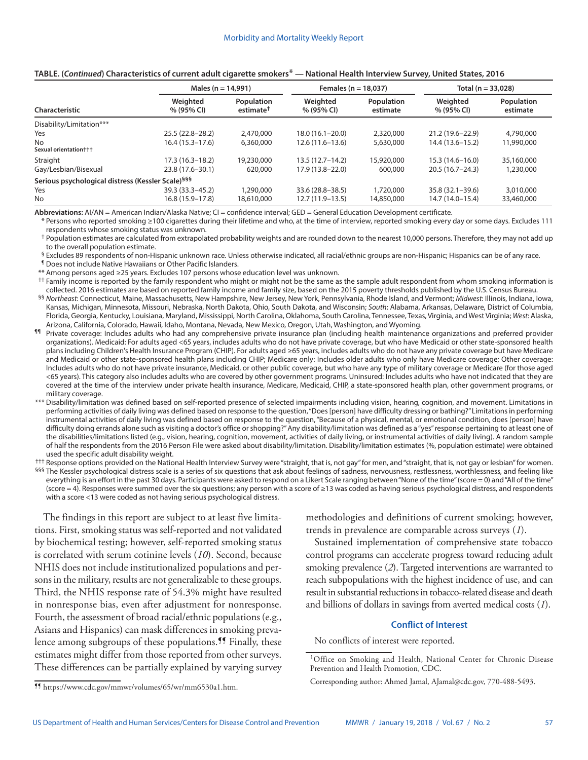**TABLE. (*Continued*) Characteristics of current adult cigarette smokers* — National Health Interview Survey, United States, 2016**

| Characteristic | Males (n = 14,991) | | Females (n = 18,037) | | Total (n = 33,028) | |
|---|---|---|---|---|---|---|
| | Weighted % (95% CI) | Population estimate† | Weighted % (95% CI) | Population estimate | Weighted % (95% CI) | Population estimate |
| **Disability/Limitation***** | | | | | | |
| Yes | 25.5 (22.8–28.2) | 2,470,000 | 18.0 (16.1–20.0) | 2,320,000 | 21.2 (19.6–22.9) | 4,790,000 |
| No | 16.4 (15.3–17.6) | 6,360,000 | 12.6 (11.6–13.6) | 5,630,000 | 14.4 (13.6–15.2) | 11,990,000 |
| **Sexual orientation†††** | | | | | | |
| Straight | 17.3 (16.3–18.2) | 19,230,000 | 13.5 (12.7–14.2) | 15,920,000 | 15.3 (14.6–16.0) | 35,160,000 |
| Gay/Lesbian/Bisexual | 23.8 (17.6–30.1) | 620,000 | 17.9 (13.8–22.0) | 600,000 | 20.5 (16.7–24.3) | 1,230,000 |
| **Serious psychological distress (Kessler Scale)§§§** | | | | | | |
| Yes | 39.3 (33.3–45.2) | 1,290,000 | 33.6 (28.8–38.5) | 1,720,000 | 35.8 (32.1–39.6) | 3,010,000 |
| No | 16.8 (15.9–17.8) | 18,610,000 | 12.7 (11.9–13.5) | 14,850,000 | 14.7 (14.0–15.4) | 33,460,000 |

**Abbreviations:** AI/AN = American Indian/Alaska Native; CI = confidence interval; GED = General Education Development certificate.

\* Persons who reported smoking ≥100 cigarettes during their lifetime and who, at the time of interview, reported smoking every day or some days. Excludes 111 respondents whose smoking status was unknown.

† Population estimates are calculated from extrapolated probability weights and are rounded down to the nearest 10,000 persons. Therefore, they may not add up to the overall population estimate.

§ Excludes 89 respondents of non-Hispanic unknown race. Unless otherwise indicated, all racial/ethnic groups are non-Hispanic; Hispanics can be of any race.

¶ Does not include Native Hawaiians or Other Pacific Islanders.

** Among persons aged ≥25 years. Excludes 107 persons whose education level was unknown.

†† Family income is reported by the family respondent who might or might not be the same as the sample adult respondent from whom smoking information is collected. 2016 estimates are based on reported family income and family size, based on the 2015 poverty thresholds published by the U.S. Census Bureau.

§§ *Northeast*: Connecticut, Maine, Massachusetts, New Hampshire, New Jersey, New York, Pennsylvania, Rhode Island, and Vermont; *Midwest*: Illinois, Indiana, Iowa, Kansas, Michigan, Minnesota, Missouri, Nebraska, North Dakota, Ohio, South Dakota, and Wisconsin; *South*: Alabama, Arkansas, Delaware, District of Columbia, Florida, Georgia, Kentucky, Louisiana, Maryland, Mississippi, North Carolina, Oklahoma, South Carolina, Tennessee, Texas, Virginia, and West Virginia; *West*: Alaska, Arizona, California, Colorado, Hawaii, Idaho, Montana, Nevada, New Mexico, Oregon, Utah, Washington, and Wyoming.

¶¶ Private coverage: Includes adults who had any comprehensive private insurance plan (including health maintenance organizations and preferred provider organizations). Medicaid: For adults aged <65 years, includes adults who do not have private coverage, but who have Medicaid or other state-sponsored health plans including Children's Health Insurance Program (CHIP). For adults aged ≥65 years, includes adults who do not have any private coverage but have Medicare and Medicaid or other state-sponsored health plans including CHIP; Medicare only: Includes older adults who only have Medicare coverage; Other coverage: Includes adults who do not have private insurance, Medicaid, or other public coverage, but who have any type of military coverage or Medicare (for those aged <65 years). This category also includes adults who are covered by other government programs. Uninsured: Includes adults who have not indicated that they are covered at the time of the interview under private health insurance, Medicare, Medicaid, CHIP, a state-sponsored health plan, other government programs, or military coverage.

*** Disability/limitation was defined based on self-reported presence of selected impairments including vision, hearing, cognition, and movement. Limitations in performing activities of daily living was defined based on response to the question, "Does [person] have difficulty dressing or bathing?" Limitations in performing instrumental activities of daily living was defined based on response to the question, "Because of a physical, mental, or emotional condition, does [person] have difficulty doing errands alone such as visiting a doctor's office or shopping?" Any disability/limitation was defined as a "yes" response pertaining to at least one of the disabilities/limitations listed (e.g., vision, hearing, cognition, movement, activities of daily living, or instrumental activities of daily living). A random sample of half the respondents from the 2016 Person File were asked about disability/limitation. Disability/limitation estimates (%, population estimate) were obtained used the specific adult disability weight.

††† Response options provided on the National Health Interview Survey were "straight, that is, not gay" for men, and "straight, that is, not gay or lesbian" for women.

§§§ The Kessler psychological distress scale is a series of six questions that ask about feelings of sadness, nervousness, restlessness, worthlessness, and feeling like everything is an effort in the past 30 days. Participants were asked to respond on a Likert Scale ranging between "None of the time" (score = 0) and "All of the time" (score = 4). Responses were summed over the six questions; any person with a score of ≥13 was coded as having serious psychological distress, and respondents with a score <13 were coded as not having serious psychological distress.

The findings in this report are subject to at least five limitations. First, smoking status was self-reported and not validated by biochemical testing; however, self-reported smoking status is correlated with serum cotinine levels (*10*). Second, because NHIS does not include institutionalized populations and persons in the military, results are not generalizable to these groups. Third, the NHIS response rate of 54.3% might have resulted in nonresponse bias, even after adjustment for nonresponse. Fourth, the assessment of broad racial/ethnic populations (e.g., Asians and Hispanics) can mask differences in smoking prevalence among subgroups of these populations.¶¶ Finally, these estimates might differ from those reported from other surveys. These differences can be partially explained by varying survey methodologies and definitions of current smoking; however, trends in prevalence are comparable across surveys (*1*).

Sustained implementation of comprehensive state tobacco control programs can accelerate progress toward reducing adult smoking prevalence (*2*). Targeted interventions are warranted to reach subpopulations with the highest incidence of use, and can result in substantial reductions in tobacco-related disease and death and billions of dollars in savings from averted medical costs (*1*).

### Conflict of Interest

No conflicts of interest were reported.

¶¶ https://www.cdc.gov/mmwr/volumes/65/wr/mm6530a1.htm.

[1]Office on Smoking and Health, National Center for Chronic Disease Prevention and Health Promotion, CDC.

Corresponding author: Ahmed Jamal, AJamal@cdc.gov, 770-488-5493.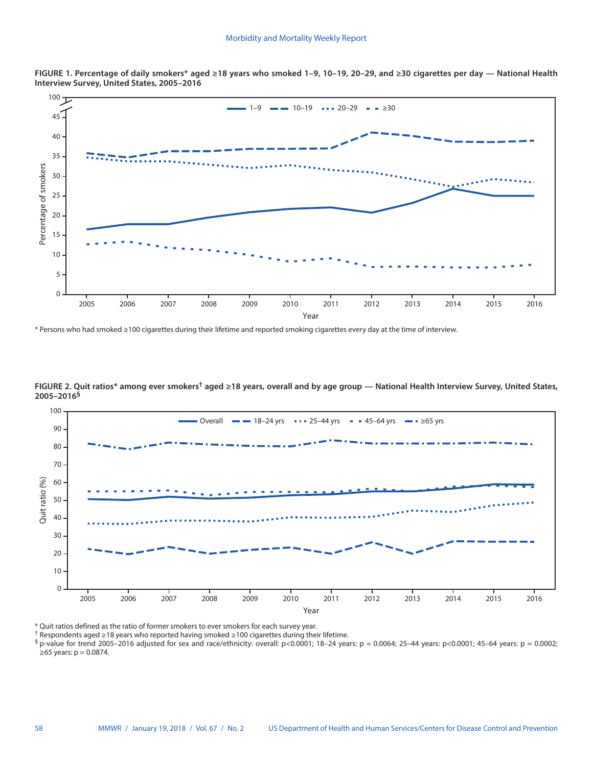**FIGURE 1. Percentage of daily smokers* aged ≥18 years who smoked 1–9, 10–19, 20–29, and ≥30 cigarettes per day — National Health Interview Survey, United States, 2005–2016**

* Persons who had smoked ≥100 cigarettes during their lifetime and reported smoking cigarettes every day at the time of interview.

**FIGURE 2. Quit ratios* among ever smokers† aged ≥18 years, overall and by age group — National Health Interview Survey, United States, 2005–2016§**

* Quit ratios defined as the ratio of former smokers to ever smokers for each survey year.

† Respondents aged ≥18 years who reported having smoked ≥100 cigarettes during their lifetime.

§ p-value for trend 2005–2016 adjusted for sex and race/ethnicity: overall: $p<0.0001$; 18–24 years: $p = 0.0064$; 25–44 years: $p<0.0001$; 45–64 years: $p = 0.0002$; ≥65 years: $p = 0.0874$.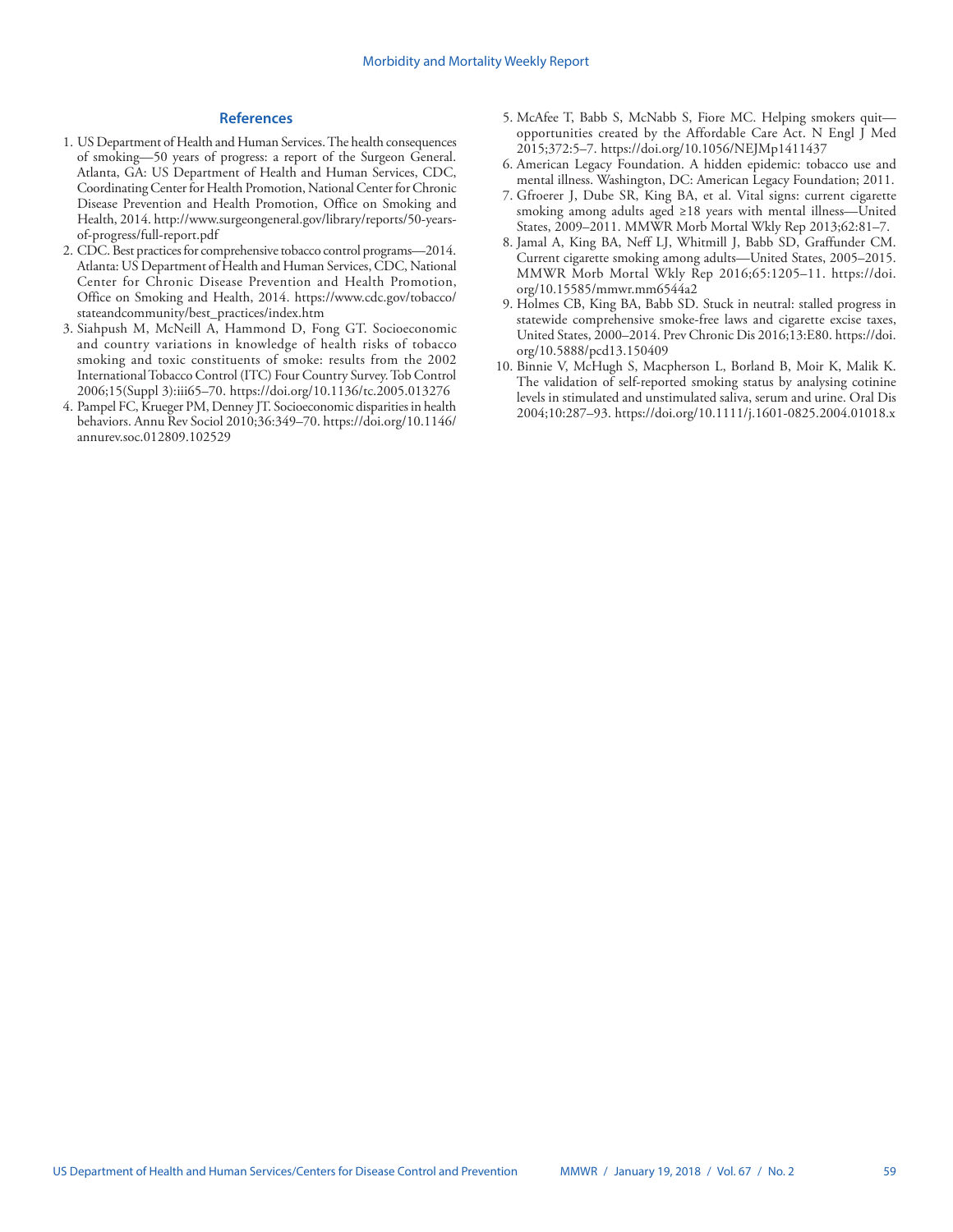## References

1. US Department of Health and Human Services. The health consequences of smoking—50 years of progress: a report of the Surgeon General. Atlanta, GA: US Department of Health and Human Services, CDC, Coordinating Center for Health Promotion, National Center for Chronic Disease Prevention and Health Promotion, Office on Smoking and Health, 2014. http://www.surgeongeneral.gov/library/reports/50-years-of-progress/full-report.pdf
2. CDC. Best practices for comprehensive tobacco control programs—2014. Atlanta: US Department of Health and Human Services, CDC, National Center for Chronic Disease Prevention and Health Promotion, Office on Smoking and Health, 2014. https://www.cdc.gov/tobacco/stateandcommunity/best_practices/index.htm
3. Siahpush M, McNeill A, Hammond D, Fong GT. Socioeconomic and country variations in knowledge of health risks of tobacco smoking and toxic constituents of smoke: results from the 2002 International Tobacco Control (ITC) Four Country Survey. Tob Control 2006;15(Suppl 3):iii65–70. https://doi.org/10.1136/tc.2005.013276
4. Pampel FC, Krueger PM, Denney JT. Socioeconomic disparities in health behaviors. Annu Rev Sociol 2010;36:349–70. https://doi.org/10.1146/annurev.soc.012809.102529
5. McAfee T, Babb S, McNabb S, Fiore MC. Helping smokers quit—opportunities created by the Affordable Care Act. N Engl J Med 2015;372:5–7. https://doi.org/10.1056/NEJMp1411437
6. American Legacy Foundation. A hidden epidemic: tobacco use and mental illness. Washington, DC: American Legacy Foundation; 2011.
7. Gfroerer J, Dube SR, King BA, et al. Vital signs: current cigarette smoking among adults aged ≥18 years with mental illness—United States, 2009–2011. MMWR Morb Mortal Wkly Rep 2013;62:81–7.
8. Jamal A, King BA, Neff LJ, Whitmill J, Babb SD, Graffunder CM. Current cigarette smoking among adults—United States, 2005–2015. MMWR Morb Mortal Wkly Rep 2016;65:1205–11. https://doi.org/10.15585/mmwr.mm6544a2
9. Holmes CB, King BA, Babb SD. Stuck in neutral: stalled progress in statewide comprehensive smoke-free laws and cigarette excise taxes, United States, 2000–2014. Prev Chronic Dis 2016;13:E80. https://doi.org/10.5888/pcd13.150409
10. Binnie V, McHugh S, Macpherson L, Borland B, Moir K, Malik K. The validation of self-reported smoking status by analysing cotinine levels in stimulated and unstimulated saliva, serum and urine. Oral Dis 2004;10:287–93. https://doi.org/10.1111/j.1601-0825.2004.01018.x